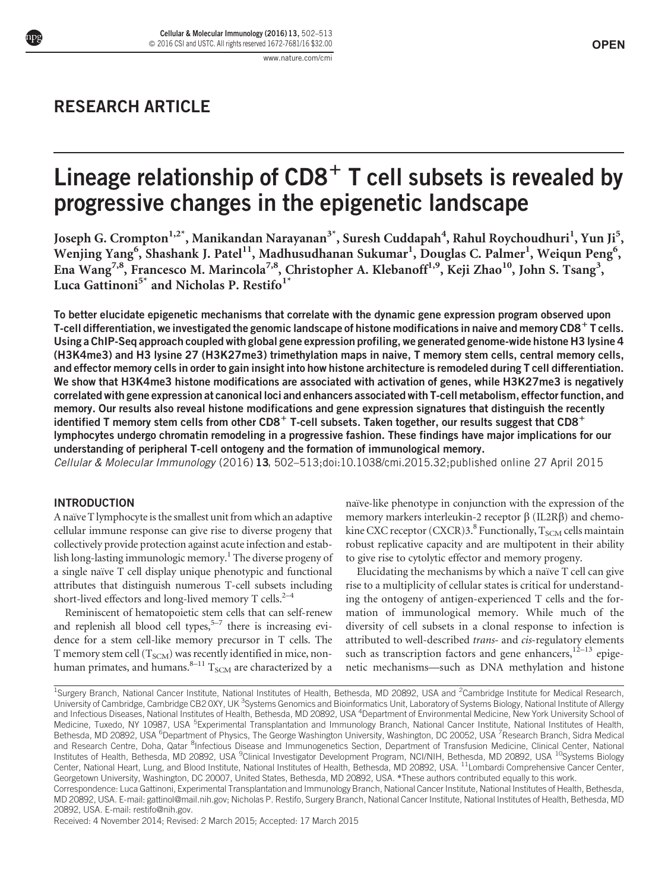## RESEARCH ARTICLE

# Lineage relationship of CD8$^+$ T cell subsets is revealed by progressive changes in the epigenetic landscape

Joseph G. Crompton[1,2*], Manikandan Narayanan[3*], Suresh Cuddapah[4], Rahul Roychoudhuri[1], Yun Ji[5], Wenjing Yang[6], Shashank J. Patel[11], Madhusudhanan Sukumar[1], Douglas C. Palmer[1], Weiqun Peng[6], Ena Wang[7,8], Francesco M. Marincola[7,8], Christopher A. Klebanoff[1,9], Keji Zhao[10], John S. Tsang[3], Luca Gattinoni[5*] and Nicholas P. Restifo[1*]

**To better elucidate epigenetic mechanisms that correlate with the dynamic gene expression program observed upon T-cell differentiation, we investigated the genomic landscape of histone modifications in naive and memory CD8$^+$ T cells. Using a ChIP-Seq approach coupled with global gene expression profiling, we generated genome-wide histone H3 lysine 4 (H3K4me3) and H3 lysine 27 (H3K27me3) trimethylation maps in naive, T memory stem cells, central memory cells, and effector memory cells in order to gain insight into how histone architecture is remodeled during T cell differentiation. We show that H3K4me3 histone modifications are associated with activation of genes, while H3K27me3 is negatively correlated with gene expression at canonical loci and enhancers associated with T-cell metabolism, effector function, and memory. Our results also reveal histone modifications and gene expression signatures that distinguish the recently identified T memory stem cells from other CD8$^+$ T-cell subsets. Taken together, our results suggest that CD8$^+$ lymphocytes undergo chromatin remodeling in a progressive fashion. These findings have major implications for our understanding of peripheral T-cell ontogeny and the formation of immunological memory.**

*Cellular & Molecular Immunology* (2016) **13**, 502–513;doi:10.1038/cmi.2015.32;published online 27 April 2015

## INTRODUCTION

A naïve T lymphocyte is the smallest unit from which an adaptive cellular immune response can give rise to diverse progeny that collectively provide protection against acute infection and establish long-lasting immunologic memory.[1] The diverse progeny of a single naïve T cell display unique phenotypic and functional attributes that distinguish numerous T-cell subsets including short-lived effectors and long-lived memory T cells.[2–4]

Reminiscent of hematopoietic stem cells that can self-renew and replenish all blood cell types,[5–7] there is increasing evidence for a stem cell-like memory precursor in T cells. The T memory stem cell ($T_{SCM}$) was recently identified in mice, non-human primates, and humans.[8–11] $T_{SCM}$ are characterized by a naïve-like phenotype in conjunction with the expression of the memory markers interleukin-2 receptor β (IL2Rβ) and chemokine CXC receptor (CXCR)3.[8] Functionally, $T_{SCM}$ cells maintain robust replicative capacity and are multipotent in their ability to give rise to cytolytic effector and memory progeny.

Elucidating the mechanisms by which a naïve T cell can give rise to a multiplicity of cellular states is critical for understanding the ontogeny of antigen-experienced T cells and the formation of immunological memory. While much of the diversity of cell subsets in a clonal response to infection is attributed to well-described *trans*- and *cis*-regulatory elements such as transcription factors and gene enhancers,[12–13] epigenetic mechanisms—such as DNA methylation and histone

---

[1]Surgery Branch, National Cancer Institute, National Institutes of Health, Bethesda, MD 20892, USA and [2]Cambridge Institute for Medical Research, University of Cambridge, Cambridge CB2 0XY, UK [3]Systems Genomics and Bioinformatics Unit, Laboratory of Systems Biology, National Institute of Allergy and Infectious Diseases, National Institutes of Health, Bethesda, MD 20892, USA [4]Department of Environmental Medicine, New York University School of Medicine, Tuxedo, NY 10987, USA [5]Experimental Transplantation and Immunology Branch, National Cancer Institute, National Institutes of Health, Bethesda, MD 20892, USA [6]Department of Physics, The George Washington University, Washington, DC 20052, USA [7]Research Branch, Sidra Medical and Research Centre, Doha, Qatar [8]Infectious Disease and Immunogenetics Section, Department of Transfusion Medicine, Clinical Center, National Institutes of Health, Bethesda, MD 20892, USA [9]Clinical Investigator Development Program, NCI/NIH, Bethesda, MD 20892, USA [10]Systems Biology Center, National Heart, Lung, and Blood Institute, National Institutes of Health, Bethesda, MD 20892, USA. [11]Lombardi Comprehensive Cancer Center, Georgetown University, Washington, DC 20007, United States, Bethesda, MD 20892, USA. *These authors contributed equally to this work.

Correspondence: Luca Gattinoni, Experimental Transplantation and Immunology Branch, National Cancer Institute, National Institutes of Health, Bethesda, MD 20892, USA. E-mail: gattinol@mail.nih.gov; Nicholas P. Restifo, Surgery Branch, National Cancer Institute, National Institutes of Health, Bethesda, MD 20892, USA. E-mail: restifo@nih.gov.

Received: 4 November 2014; Revised: 2 March 2015; Accepted: 17 March 2015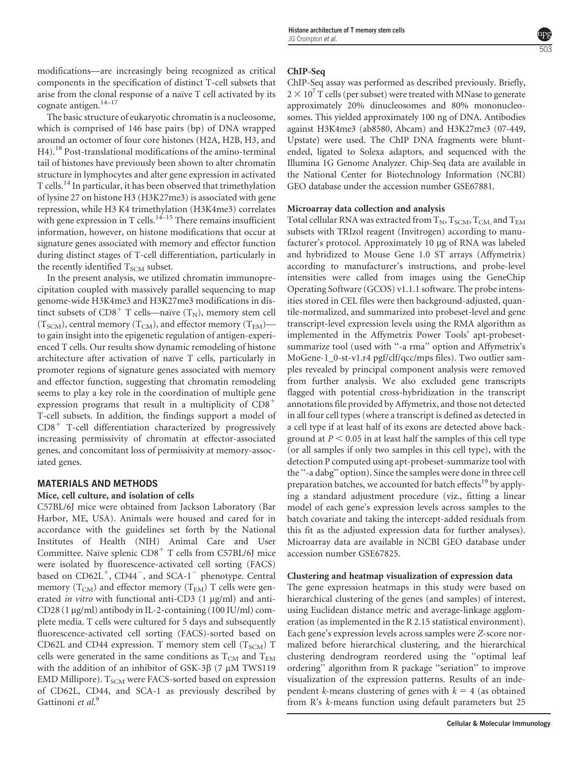modifications—are increasingly being recognized as critical components in the specification of distinct T-cell subsets that arise from the clonal response of a naïve T cell activated by its cognate antigen.[14–17]

The basic structure of eukaryotic chromatin is a nucleosome, which is comprised of 146 base pairs (bp) of DNA wrapped around an octomer of four core histones (H2A, H2B, H3, and H4).[18] Post-translational modifications of the amino-terminal tail of histones have previously been shown to alter chromatin structure in lymphocytes and alter gene expression in activated T cells.[14] In particular, it has been observed that trimethylation of lysine 27 on histone H3 (H3K27me3) is associated with gene repression, while H3 K4 trimethylation (H3K4me3) correlates with gene expression in T cells.[14–15] There remains insufficient information, however, on histone modifications that occur at signature genes associated with memory and effector function during distinct stages of T-cell differentiation, particularly in the recently identified $T_{SCM}$ subset.

In the present analysis, we utilized chromatin immunoprecipitation coupled with massively parallel sequencing to map genome-wide H3K4me3 and H3K27me3 modifications in distinct subsets of $CD8^+$ T cells—naïve ($T_N$), memory stem cell ($T_{SCM}$), central memory ($T_{CM}$), and effector memory ($T_{EM}$)—to gain insight into the epigenetic regulation of antigen-experienced T cells. Our results show dynamic remodeling of histone architecture after activation of naïve T cells, particularly in promoter regions of signature genes associated with memory and effector function, suggesting that chromatin remodeling seems to play a key role in the coordination of multiple gene expression programs that result in a multiplicity of $CD8^+$ T-cell subsets. In addition, the findings support a model of $CD8^+$ T-cell differentiation characterized by progressively increasing permissivity of chromatin at effector-associated genes, and concomitant loss of permissivity at memory-associated genes.

## MATERIALS AND METHODS

### Mice, cell culture, and isolation of cells

C57BL/6J mice were obtained from Jackson Laboratory (Bar Harbor, ME, USA). Animals were housed and cared for in accordance with the guidelines set forth by the National Institutes of Health (NIH) Animal Care and User Committee. Naïve splenic $CD8^+$ T cells from C57BL/6J mice were isolated by fluorescence-activated cell sorting (FACS) based on $CD62L^+$, $CD44^-$, and SCA-$1^-$ phenotype. Central memory ($T_{CM}$) and effector memory ($T_{EM}$) T cells were generated *in vitro* with functional anti-CD3 (1 μg/ml) and anti-CD28 (1 μg/ml) antibody in IL-2-containing (100 IU/ml) complete media. T cells were cultured for 5 days and subsequently fluorescence-activated cell sorting (FACS)-sorted based on CD62L and CD44 expression. T memory stem cell ($T_{SCM}$) T cells were generated in the same conditions as $T_{CM}$ and $T_{EM}$ with the addition of an inhibitor of GSK-3β (7 μM TWS119 EMD Millipore). $T_{SCM}$ were FACS-sorted based on expression of CD62L, CD44, and SCA-1 as previously described by Gattinoni *et al.*[9]

### ChIP-Seq

ChIP-Seq assay was performed as described previously. Briefly, $2 \times 10^7$ T cells (per subset) were treated with MNase to generate approximately 20% dinucleosomes and 80% mononucleosomes. This yielded approximately 100 ng of DNA. Antibodies against H3K4me3 (ab8580, Abcam) and H3K27me3 (07-449, Upstate) were used. The ChIP DNA fragments were blunt-ended, ligated to Solexa adaptors, and sequenced with the Illumina 1G Genome Analyzer. Chip-Seq data are available in the National Center for Biotechnology Information (NCBI) GEO database under the accession number GSE67881.

### Microarray data collection and analysis

Total cellular RNA was extracted from $T_N$, $T_{SCM}$, $T_{CM}$, and $T_{EM}$ subsets with TRIzol reagent (Invitrogen) according to manufacturer's protocol. Approximately 10 μg of RNA was labeled and hybridized to Mouse Gene 1.0 ST arrays (Affymetrix) according to manufacturer's instructions, and probe-level intensities were called from images using the GeneChip Operating Software (GCOS) v1.1.1 software. The probe intensities stored in CEL files were then background-adjusted, quantile-normalized, and summarized into probeset-level and gene transcript-level expression levels using the RMA algorithm as implemented in the Affymetrix Power Tools' apt-probeset-summarize tool (used with ''-a rma'' option and Affymetrix's MoGene-1_0-st-v1.r4 pgf/clf/qcc/mps files). Two outlier samples revealed by principal component analysis were removed from further analysis. We also excluded gene transcripts flagged with potential cross-hybridization in the transcript annotations file provided by Affymetrix, and those not detected in all four cell types (where a transcript is defined as detected in a cell type if at least half of its exons are detected above background at $P < 0.05$ in at least half the samples of this cell type (or all samples if only two samples in this cell type), with the detection P computed using apt-probeset-summarize tool with the ''-a dabg'' option). Since the samples were done in three cell preparation batches, we accounted for batch effects[19] by applying a standard adjustment procedure (viz., fitting a linear model of each gene's expression levels across samples to the batch covariate and taking the intercept-added residuals from this fit as the adjusted expression data for further analyses). Microarray data are available in NCBI GEO database under accession number GSE67825.

### Clustering and heatmap visualization of expression data

The gene expression heatmaps in this study were based on hierarchical clustering of the genes (and samples) of interest, using Euclidean distance metric and average-linkage agglomeration (as implemented in the R 2.15 statistical environment). Each gene's expression levels across samples were *Z*-score normalized before hierarchical clustering, and the hierarchical clustering dendrogram reordered using the ''optimal leaf ordering'' algorithm from R package ''seriation'' to improve visualization of the expression patterns. Results of an independent *k*-means clustering of genes with $k = 4$ (as obtained from R's *k*-means function using default parameters but 25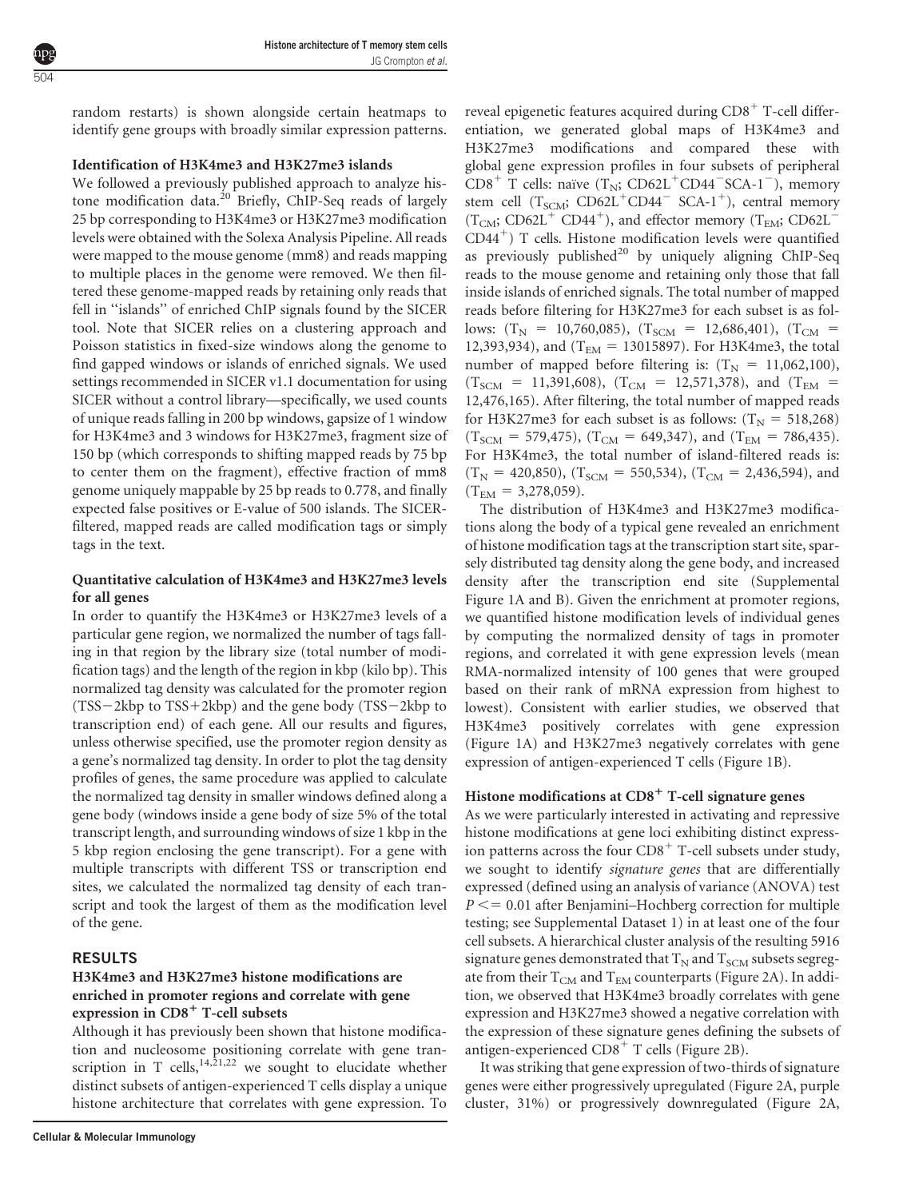random restarts) is shown alongside certain heatmaps to identify gene groups with broadly similar expression patterns.

### Identification of H3K4me3 and H3K27me3 islands

We followed a previously published approach to analyze histone modification data.[20] Briefly, ChIP-Seq reads of largely 25 bp corresponding to H3K4me3 or H3K27me3 modification levels were obtained with the Solexa Analysis Pipeline. All reads were mapped to the mouse genome (mm8) and reads mapping to multiple places in the genome were removed. We then filtered these genome-mapped reads by retaining only reads that fell in ''islands'' of enriched ChIP signals found by the SICER tool. Note that SICER relies on a clustering approach and Poisson statistics in fixed-size windows along the genome to find gapped windows or islands of enriched signals. We used settings recommended in SICER v1.1 documentation for using SICER without a control library—specifically, we used counts of unique reads falling in 200 bp windows, gapsize of 1 window for H3K4me3 and 3 windows for H3K27me3, fragment size of 150 bp (which corresponds to shifting mapped reads by 75 bp to center them on the fragment), effective fraction of mm8 genome uniquely mappable by 25 bp reads to 0.778, and finally expected false positives or E-value of 500 islands. The SICER-filtered, mapped reads are called modification tags or simply tags in the text.

### Quantitative calculation of H3K4me3 and H3K27me3 levels for all genes

In order to quantify the H3K4me3 or H3K27me3 levels of a particular gene region, we normalized the number of tags falling in that region by the library size (total number of modification tags) and the length of the region in kbp (kilo bp). This normalized tag density was calculated for the promoter region (TSS−2kbp to TSS+2kbp) and the gene body (TSS−2kbp to transcription end) of each gene. All our results and figures, unless otherwise specified, use the promoter region density as a gene's normalized tag density. In order to plot the tag density profiles of genes, the same procedure was applied to calculate the normalized tag density in smaller windows defined along a gene body (windows inside a gene body of size 5% of the total transcript length, and surrounding windows of size 1 kbp in the 5 kbp region enclosing the gene transcript). For a gene with multiple transcripts with different TSS or transcription end sites, we calculated the normalized tag density of each transcript and took the largest of them as the modification level of the gene.

## RESULTS

### H3K4me3 and H3K27me3 histone modifications are enriched in promoter regions and correlate with gene expression in $CD8^+$ T-cell subsets

Although it has previously been shown that histone modification and nucleosome positioning correlate with gene transcription in T cells,[14,21,22] we sought to elucidate whether distinct subsets of antigen-experienced T cells display a unique histone architecture that correlates with gene expression. To reveal epigenetic features acquired during $CD8^+$ T-cell differentiation, we generated global maps of H3K4me3 and H3K27me3 modifications and compared these with global gene expression profiles in four subsets of peripheral $CD8^+$ T cells: naïve ($T_N$; $CD62L^+CD44^-SCA\text{-}1^-$), memory stem cell ($T_{SCM}$; $CD62L^+CD44^-$ $SCA\text{-}1^+$), central memory ($T_{CM}$; $CD62L^+$ $CD44^+$), and effector memory ($T_{EM}$; $CD62L^-$ $CD44^+$) T cells. Histone modification levels were quantified as previously published[20] by uniquely aligning ChIP-Seq reads to the mouse genome and retaining only those that fall inside islands of enriched signals. The total number of mapped reads before filtering for H3K27me3 for each subset is as follows: ($T_N$ = 10,760,085), ($T_{SCM}$ = 12,686,401), ($T_{CM}$ = 12,393,934), and ($T_{EM}$ = 13015897). For H3K4me3, the total number of mapped before filtering is: ($T_N$ = 11,062,100), ($T_{SCM}$ = 11,391,608), ($T_{CM}$ = 12,571,378), and ($T_{EM}$ = 12,476,165). After filtering, the total number of mapped reads for H3K27me3 for each subset is as follows: ($T_N$ = 518,268) ($T_{SCM}$ = 579,475), ($T_{CM}$ = 649,347), and ($T_{EM}$ = 786,435). For H3K4me3, the total number of island-filtered reads is: ($T_N$ = 420,850), ($T_{SCM}$ = 550,534), ($T_{CM}$ = 2,436,594), and ($T_{EM}$ = 3,278,059).

The distribution of H3K4me3 and H3K27me3 modifications along the body of a typical gene revealed an enrichment of histone modification tags at the transcription start site, sparsely distributed tag density along the gene body, and increased density after the transcription end site (Supplemental Figure 1A and B). Given the enrichment at promoter regions, we quantified histone modification levels of individual genes by computing the normalized density of tags in promoter regions, and correlated it with gene expression levels (mean RMA-normalized intensity of 100 genes that were grouped based on their rank of mRNA expression from highest to lowest). Consistent with earlier studies, we observed that H3K4me3 positively correlates with gene expression (Figure 1A) and H3K27me3 negatively correlates with gene expression of antigen-experienced T cells (Figure 1B).

### Histone modifications at $CD8^+$ T-cell signature genes

As we were particularly interested in activating and repressive histone modifications at gene loci exhibiting distinct expression patterns across the four $CD8^+$ T-cell subsets under study, we sought to identify *signature genes* that are differentially expressed (defined using an analysis of variance (ANOVA) test $P <= 0.01$ after Benjamini–Hochberg correction for multiple testing; see Supplemental Dataset 1) in at least one of the four cell subsets. A hierarchical cluster analysis of the resulting 5916 signature genes demonstrated that $T_N$ and $T_{SCM}$ subsets segregate from their $T_{CM}$ and $T_{EM}$ counterparts (Figure 2A). In addition, we observed that H3K4me3 broadly correlates with gene expression and H3K27me3 showed a negative correlation with the expression of these signature genes defining the subsets of antigen-experienced $CD8^+$ T cells (Figure 2B).

It was striking that gene expression of two-thirds of signature genes were either progressively upregulated (Figure 2A, purple cluster, 31%) or progressively downregulated (Figure 2A,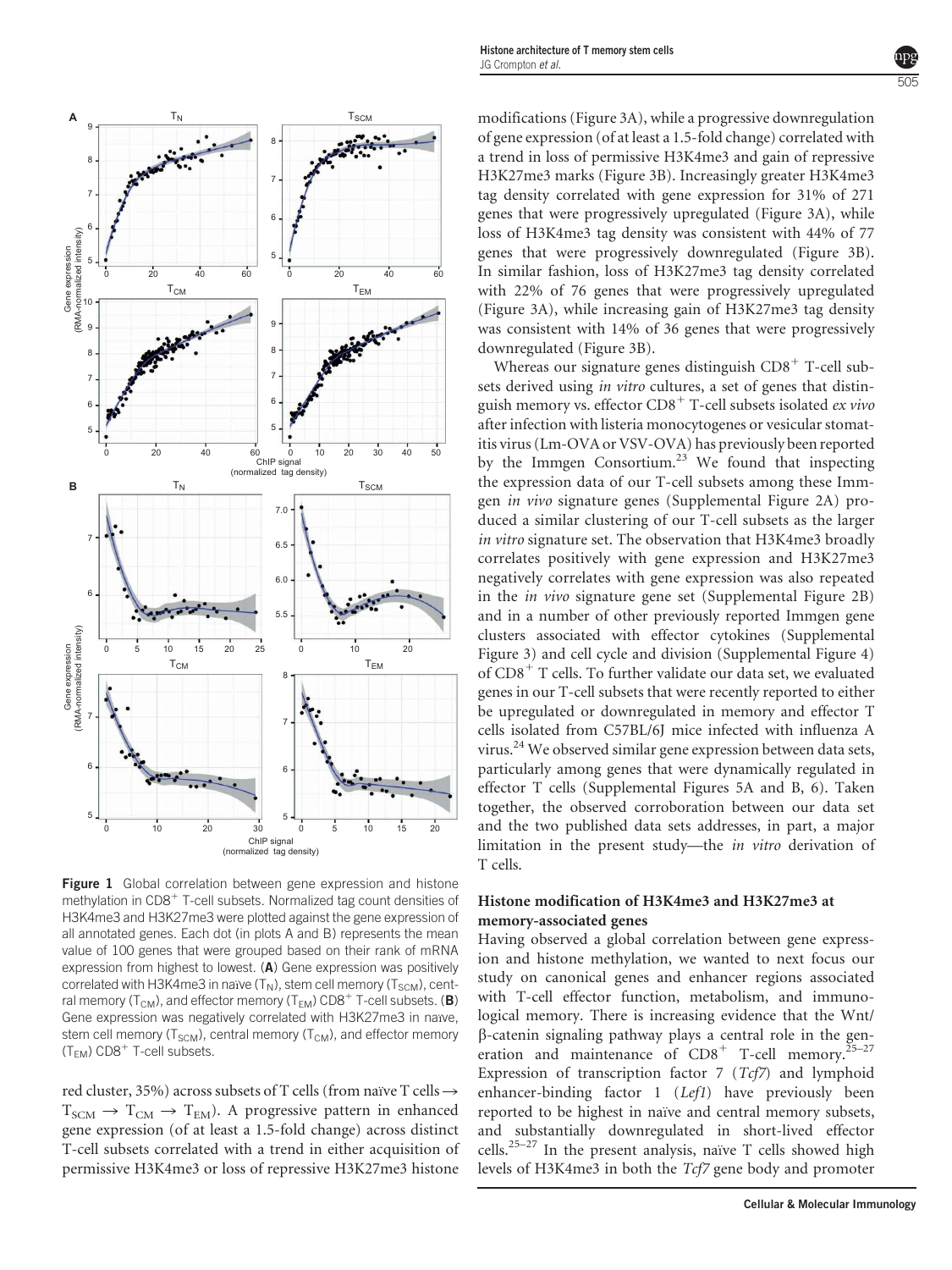**Figure 1** Global correlation between gene expression and histone methylation in CD8$^+$ T-cell subsets. Normalized tag count densities of H3K4me3 and H3K27me3 were plotted against the gene expression of all annotated genes. Each dot (in plots A and B) represents the mean value of 100 genes that were grouped based on their rank of mRNA expression from highest to lowest. (**A**) Gene expression was positively correlated with H3K4me3 in naïve ($T_N$), stem cell memory ($T_{SCM}$), central memory ($T_{CM}$), and effector memory ($T_{EM}$) CD8$^+$ T-cell subsets. (**B**) Gene expression was negatively correlated with H3K27me3 in naïve, stem cell memory ($T_{SCM}$), central memory ($T_{CM}$), and effector memory ($T_{EM}$) CD8$^+$ T-cell subsets.

red cluster, 35%) across subsets of T cells (from naïve T cells → $T_{SCM}$ → $T_{CM}$ → $T_{EM}$). A progressive pattern in enhanced gene expression (of at least a 1.5-fold change) across distinct T-cell subsets correlated with a trend in either acquisition of permissive H3K4me3 or loss of repressive H3K27me3 histone modifications (Figure 3A), while a progressive downregulation of gene expression (of at least a 1.5-fold change) correlated with a trend in loss of permissive H3K4me3 and gain of repressive H3K27me3 marks (Figure 3B). Increasingly greater H3K4me3 tag density correlated with gene expression for 31% of 271 genes that were progressively upregulated (Figure 3A), while loss of H3K4me3 tag density was consistent with 44% of 77 genes that were progressively downregulated (Figure 3B). In similar fashion, loss of H3K27me3 tag density correlated with 22% of 76 genes that were progressively upregulated (Figure 3A), while increasing gain of H3K27me3 tag density was consistent with 14% of 36 genes that were progressively downregulated (Figure 3B).

Whereas our signature genes distinguish CD8$^+$ T-cell subsets derived using *in vitro* cultures, a set of genes that distinguish memory vs. effector CD8$^+$ T-cell subsets isolated *ex vivo* after infection with listeria monocytogenes or vesicular stomatitis virus (Lm-OVA or VSV-OVA) has previously been reported by the Immgen Consortium.[23] We found that inspecting the expression data of our T-cell subsets among these Immgen *in vivo* signature genes (Supplemental Figure 2A) produced a similar clustering of our T-cell subsets as the larger *in vitro* signature set. The observation that H3K4me3 broadly correlates positively with gene expression and H3K27me3 negatively correlates with gene expression was also repeated in the *in vivo* signature gene set (Supplemental Figure 2B) and in a number of other previously reported Immgen gene clusters associated with effector cytokines (Supplemental Figure 3) and cell cycle and division (Supplemental Figure 4) of CD8$^+$ T cells. To further validate our data set, we evaluated genes in our T-cell subsets that were recently reported to either be upregulated or downregulated in memory and effector T cells isolated from C57BL/6J mice infected with influenza A virus.[24] We observed similar gene expression between data sets, particularly among genes that were dynamically regulated in effector T cells (Supplemental Figures 5A and B, 6). Taken together, the observed corroboration between our data set and the two published data sets addresses, in part, a major limitation in the present study—the *in vitro* derivation of T cells.

### Histone modification of H3K4me3 and H3K27me3 at memory-associated genes

Having observed a global correlation between gene expression and histone methylation, we wanted to next focus our study on canonical genes and enhancer regions associated with T-cell effector function, metabolism, and immunological memory. There is increasing evidence that the Wnt/β-catenin signaling pathway plays a central role in the generation and maintenance of CD8$^+$ T-cell memory.[25–27] Expression of transcription factor 7 (*Tcf7*) and lymphoid enhancer-binding factor 1 (*Lef1*) have previously been reported to be highest in naïve and central memory subsets, and substantially downregulated in short-lived effector cells.[25–27] In the present analysis, naïve T cells showed high levels of H3K4me3 in both the *Tcf7* gene body and promoter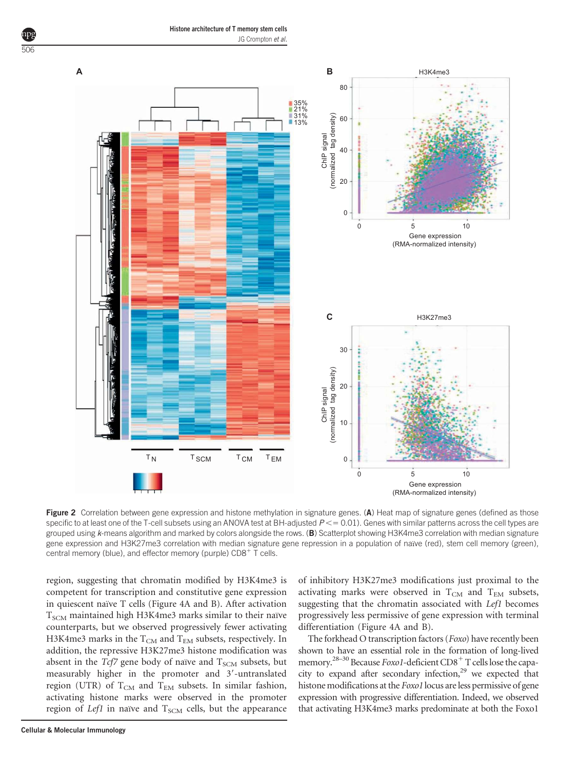**Figure 2** Correlation between gene expression and histone methylation in signature genes. (**A**) Heat map of signature genes (defined as those specific to at least one of the T-cell subsets using an ANOVA test at BH-adjusted $P <= 0.01$). Genes with similar patterns across the cell types are grouped using *k*-means algorithm and marked by colors alongside the rows. (**B**) Scatterplot showing H3K4me3 correlation with median signature gene expression and H3K27me3 correlation with median signature gene repression in a population of naïve (red), stem cell memory (green), central memory (blue), and effector memory (purple) $CD8^+$ T cells.

region, suggesting that chromatin modified by H3K4me3 is competent for transcription and constitutive gene expression in quiescent naïve T cells (Figure 4A and B). After activation $T_{SCM}$ maintained high H3K4me3 marks similar to their naïve counterparts, but we observed progressively fewer activating H3K4me3 marks in the $T_{CM}$ and $T_{EM}$ subsets, respectively. In addition, the repressive H3K27me3 histone modification was absent in the *Tcf7* gene body of naïve and $T_{SCM}$ subsets, but measurably higher in the promoter and 3′-untranslated region (UTR) of $T_{CM}$ and $T_{EM}$ subsets. In similar fashion, activating histone marks were observed in the promoter region of *Lef1* in naïve and $T_{SCM}$ cells, but the appearance of inhibitory H3K27me3 modifications just proximal to the activating marks were observed in $T_{CM}$ and $T_{EM}$ subsets, suggesting that the chromatin associated with *Lef1* becomes progressively less permissive of gene expression with terminal differentiation (Figure 4A and B).

The forkhead O transcription factors (*Foxo*) have recently been shown to have an essential role in the formation of long-lived memory.[28–30] Because *Foxo1*-deficient $CD8^+$ T cells lose the capacity to expand after secondary infection,[29] we expected that histone modifications at the *Foxo1* locus are less permissive of gene expression with progressive differentiation. Indeed, we observed that activating H3K4me3 marks predominate at both the Foxo1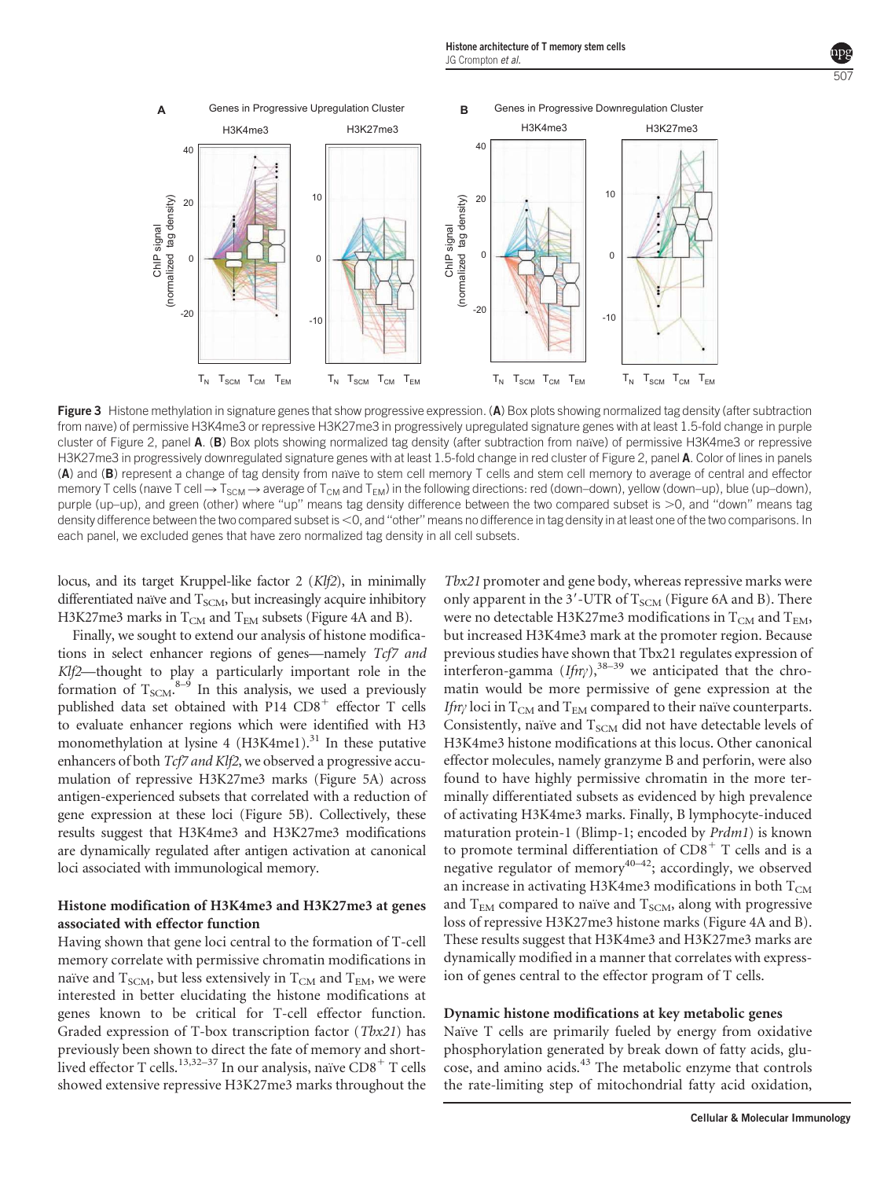**Figure 3** Histone methylation in signature genes that show progressive expression. (**A**) Box plots showing normalized tag density (after subtraction from naive) of permissive H3K4me3 or repressive H3K27me3 in progressively upregulated signature genes with at least 1.5-fold change in purple cluster of Figure 2, panel **A**. (**B**) Box plots showing normalized tag density (after subtraction from naïve) of permissive H3K4me3 or repressive H3K27me3 in progressively downregulated signature genes with at least 1.5-fold change in red cluster of Figure 2, panel **A**. Color of lines in panels (**A**) and (**B**) represent a change of tag density from naïve to stem cell memory T cells and stem cell memory to average of central and effector memory T cells (naïve T cell → $T_{SCM}$ → average of $T_{CM}$ and $T_{EM}$) in the following directions: red (down–down), yellow (down–up), blue (up–down), purple (up–up), and green (other) where "up" means tag density difference between the two compared subset is >0, and "down" means tag density difference between the two compared subset is <0, and "other" means no difference in tag density in at least one of the two comparisons. In each panel, we excluded genes that have zero normalized tag density in all cell subsets.

locus, and its target Kruppel-like factor 2 (*Klf2*), in minimally differentiated naïve and $T_{SCM}$, but increasingly acquire inhibitory H3K27me3 marks in $T_{CM}$ and $T_{EM}$ subsets (Figure 4A and B).

Finally, we sought to extend our analysis of histone modifications in select enhancer regions of genes—namely *Tcf7 and Klf2*—thought to play a particularly important role in the formation of $T_{SCM}$.[8–9] In this analysis, we used a previously published data set obtained with P14 $CD8^+$ effector T cells to evaluate enhancer regions which were identified with H3 monomethylation at lysine 4 (H3K4me1).[31] In these putative enhancers of both *Tcf7 and Klf2*, we observed a progressive accumulation of repressive H3K27me3 marks (Figure 5A) across antigen-experienced subsets that correlated with a reduction of gene expression at these loci (Figure 5B). Collectively, these results suggest that H3K4me3 and H3K27me3 modifications are dynamically regulated after antigen activation at canonical loci associated with immunological memory.

### Histone modification of H3K4me3 and H3K27me3 at genes associated with effector function

Having shown that gene loci central to the formation of T-cell memory correlate with permissive chromatin modifications in naïve and $T_{SCM}$, but less extensively in $T_{CM}$ and $T_{EM}$, we were interested in better elucidating the histone modifications at genes known to be critical for T-cell effector function. Graded expression of T-box transcription factor (*Tbx21*) has previously been shown to direct the fate of memory and short-lived effector T cells.[13,32–37] In our analysis, naïve $CD8^+$ T cells showed extensive repressive H3K27me3 marks throughout the *Tbx21* promoter and gene body, whereas repressive marks were only apparent in the 3′-UTR of $T_{SCM}$ (Figure 6A and B). There were no detectable H3K27me3 modifications in $T_{CM}$ and $T_{EM}$, but increased H3K4me3 mark at the promoter region. Because previous studies have shown that Tbx21 regulates expression of interferon-gamma (*Ifnγ*),[38–39] we anticipated that the chromatin would be more permissive of gene expression at the *Ifnγ* loci in $T_{CM}$ and $T_{EM}$ compared to their naïve counterparts. Consistently, naïve and $T_{SCM}$ did not have detectable levels of H3K4me3 histone modifications at this locus. Other canonical effector molecules, namely granzyme B and perforin, were also found to have highly permissive chromatin in the more terminally differentiated subsets as evidenced by high prevalence of activating H3K4me3 marks. Finally, B lymphocyte-induced maturation protein-1 (Blimp-1; encoded by *Prdm1*) is known to promote terminal differentiation of $CD8^+$ T cells and is a negative regulator of memory[40–42]; accordingly, we observed an increase in activating H3K4me3 modifications in both $T_{CM}$ and $T_{EM}$ compared to naïve and $T_{SCM}$, along with progressive loss of repressive H3K27me3 histone marks (Figure 4A and B). These results suggest that H3K4me3 and H3K27me3 marks are dynamically modified in a manner that correlates with expression of genes central to the effector program of T cells.

### Dynamic histone modifications at key metabolic genes

Naïve T cells are primarily fueled by energy from oxidative phosphorylation generated by break down of fatty acids, glucose, and amino acids.[43] The metabolic enzyme that controls the rate-limiting step of mitochondrial fatty acid oxidation,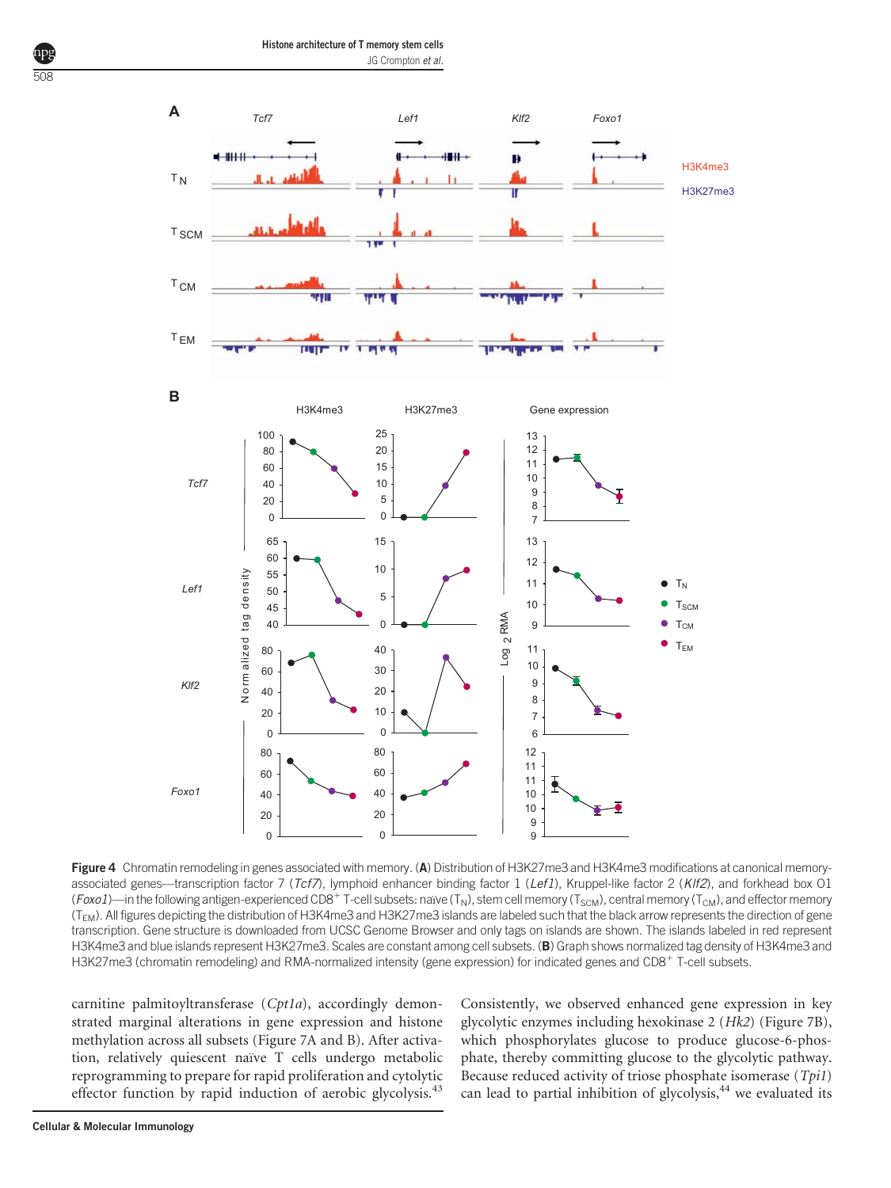**Figure 4** Chromatin remodeling in genes associated with memory. (**A**) Distribution of H3K27me3 and H3K4me3 modifications at canonical memory-associated genes—transcription factor 7 (*Tcf7*), lymphoid enhancer binding factor 1 (*Lef1*), Kruppel-like factor 2 (*Klf2*), and forkhead box O1 (*Foxo1*)—in the following antigen-experienced CD8$^{+}$ T-cell subsets: naïve ($T_N$), stem cell memory ($T_{SCM}$), central memory ($T_{CM}$), and effector memory ($T_{EM}$). All figures depicting the distribution of H3K4me3 and H3K27me3 islands are labeled such that the black arrow represents the direction of gene transcription. Gene structure is downloaded from UCSC Genome Browser and only tags on islands are shown. The islands labeled in red represent H3K4me3 and blue islands represent H3K27me3. Scales are constant among cell subsets. (**B**) Graph shows normalized tag density of H3K4me3 and H3K27me3 (chromatin remodeling) and RMA-normalized intensity (gene expression) for indicated genes and CD8$^{+}$ T-cell subsets.

carnitine palmitoyltransferase (*Cpt1a*), accordingly demonstrated marginal alterations in gene expression and histone methylation across all subsets (Figure 7A and B). After activation, relatively quiescent naïve T cells undergo metabolic reprogramming to prepare for rapid proliferation and cytolytic effector function by rapid induction of aerobic glycolysis.[43] Consistently, we observed enhanced gene expression in key glycolytic enzymes including hexokinase 2 (*Hk2*) (Figure 7B), which phosphorylates glucose to produce glucose-6-phosphate, thereby committing glucose to the glycolytic pathway. Because reduced activity of triose phosphate isomerase (*Tpi1*) can lead to partial inhibition of glycolysis,[44] we evaluated its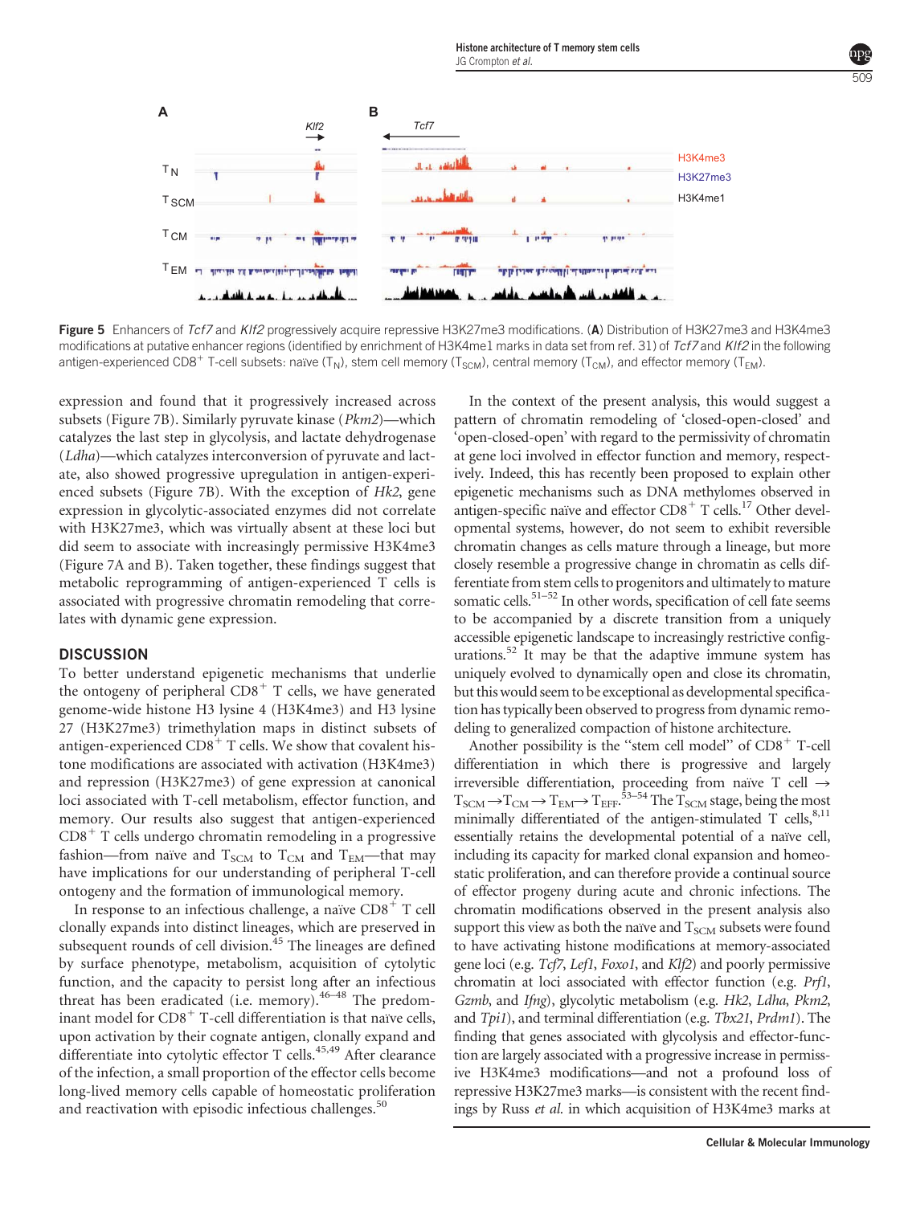**Figure 5** Enhancers of *Tcf7* and *Klf2* progressively acquire repressive H3K27me3 modifications. (**A**) Distribution of H3K27me3 and H3K4me3 modifications at putative enhancer regions (identified by enrichment of H3K4me1 marks in data set from ref. 31) of *Tcf7* and *Klf2* in the following antigen-experienced CD8$^+$ T-cell subsets: naïve ($T_N$), stem cell memory ($T_{SCM}$), central memory ($T_{CM}$), and effector memory ($T_{EM}$).

expression and found that it progressively increased across subsets (Figure 7B). Similarly pyruvate kinase (*Pkm2*)—which catalyzes the last step in glycolysis, and lactate dehydrogenase (*Ldha*)—which catalyzes interconversion of pyruvate and lactate, also showed progressive upregulation in antigen-experienced subsets (Figure 7B). With the exception of *Hk2*, gene expression in glycolytic-associated enzymes did not correlate with H3K27me3, which was virtually absent at these loci but did seem to associate with increasingly permissive H3K4me3 (Figure 7A and B). Taken together, these findings suggest that metabolic reprogramming of antigen-experienced T cells is associated with progressive chromatin remodeling that correlates with dynamic gene expression.

## DISCUSSION

To better understand epigenetic mechanisms that underlie the ontogeny of peripheral CD8$^+$ T cells, we have generated genome-wide histone H3 lysine 4 (H3K4me3) and H3 lysine 27 (H3K27me3) trimethylation maps in distinct subsets of antigen-experienced CD8$^+$ T cells. We show that covalent histone modifications are associated with activation (H3K4me3) and repression (H3K27me3) of gene expression at canonical loci associated with T-cell metabolism, effector function, and memory. Our results also suggest that antigen-experienced CD8$^+$ T cells undergo chromatin remodeling in a progressive fashion—from naïve and $T_{SCM}$ to $T_{CM}$ and $T_{EM}$—that may have implications for our understanding of peripheral T-cell ontogeny and the formation of immunological memory.

In response to an infectious challenge, a naïve CD8$^+$ T cell clonally expands into distinct lineages, which are preserved in subsequent rounds of cell division.[45] The lineages are defined by surface phenotype, metabolism, acquisition of cytolytic function, and the capacity to persist long after an infectious threat has been eradicated (i.e. memory).[46–48] The predominant model for CD8$^+$ T-cell differentiation is that naïve cells, upon activation by their cognate antigen, clonally expand and differentiate into cytolytic effector T cells.[45,49] After clearance of the infection, a small proportion of the effector cells become long-lived memory cells capable of homeostatic proliferation and reactivation with episodic infectious challenges.[50]

In the context of the present analysis, this would suggest a pattern of chromatin remodeling of 'closed-open-closed' and 'open-closed-open' with regard to the permissivity of chromatin at gene loci involved in effector function and memory, respectively. Indeed, this has recently been proposed to explain other epigenetic mechanisms such as DNA methylomes observed in antigen-specific naïve and effector CD8$^+$ T cells.[17] Other developmental systems, however, do not seem to exhibit reversible chromatin changes as cells mature through a lineage, but more closely resemble a progressive change in chromatin as cells differentiate from stem cells to progenitors and ultimately to mature somatic cells.[51–52] In other words, specification of cell fate seems to be accompanied by a discrete transition from a uniquely accessible epigenetic landscape to increasingly restrictive configurations.[52] It may be that the adaptive immune system has uniquely evolved to dynamically open and close its chromatin, but this would seem to be exceptional as developmental specification has typically been observed to progress from dynamic remodeling to generalized compaction of histone architecture.

Another possibility is the "stem cell model" of CD8$^+$ T-cell differentiation in which there is progressive and largely irreversible differentiation, proceeding from naïve T cell $\rightarrow$ $T_{SCM} \rightarrow T_{CM} \rightarrow T_{EM} \rightarrow T_{EFF}$.[53–54] The $T_{SCM}$ stage, being the most minimally differentiated of the antigen-stimulated T cells,[8,11] essentially retains the developmental potential of a naïve cell, including its capacity for marked clonal expansion and homeostatic proliferation, and can therefore provide a continual source of effector progeny during acute and chronic infections. The chromatin modifications observed in the present analysis also support this view as both the naïve and $T_{SCM}$ subsets were found to have activating histone modifications at memory-associated gene loci (e.g. *Tcf7*, *Lef1*, *Foxo1*, and *Klf2*) and poorly permissive chromatin at loci associated with effector function (e.g. *Prf1*, *Gzmb*, and *Ifng*), glycolytic metabolism (e.g. *Hk2*, *Ldha*, *Pkm2*, and *Tpi1*), and terminal differentiation (e.g. *Tbx21*, *Prdm1*). The finding that genes associated with glycolysis and effector-function are largely associated with a progressive increase in permissive H3K4me3 modifications—and not a profound loss of repressive H3K27me3 marks—is consistent with the recent findings by Russ *et al.* in which acquisition of H3K4me3 marks at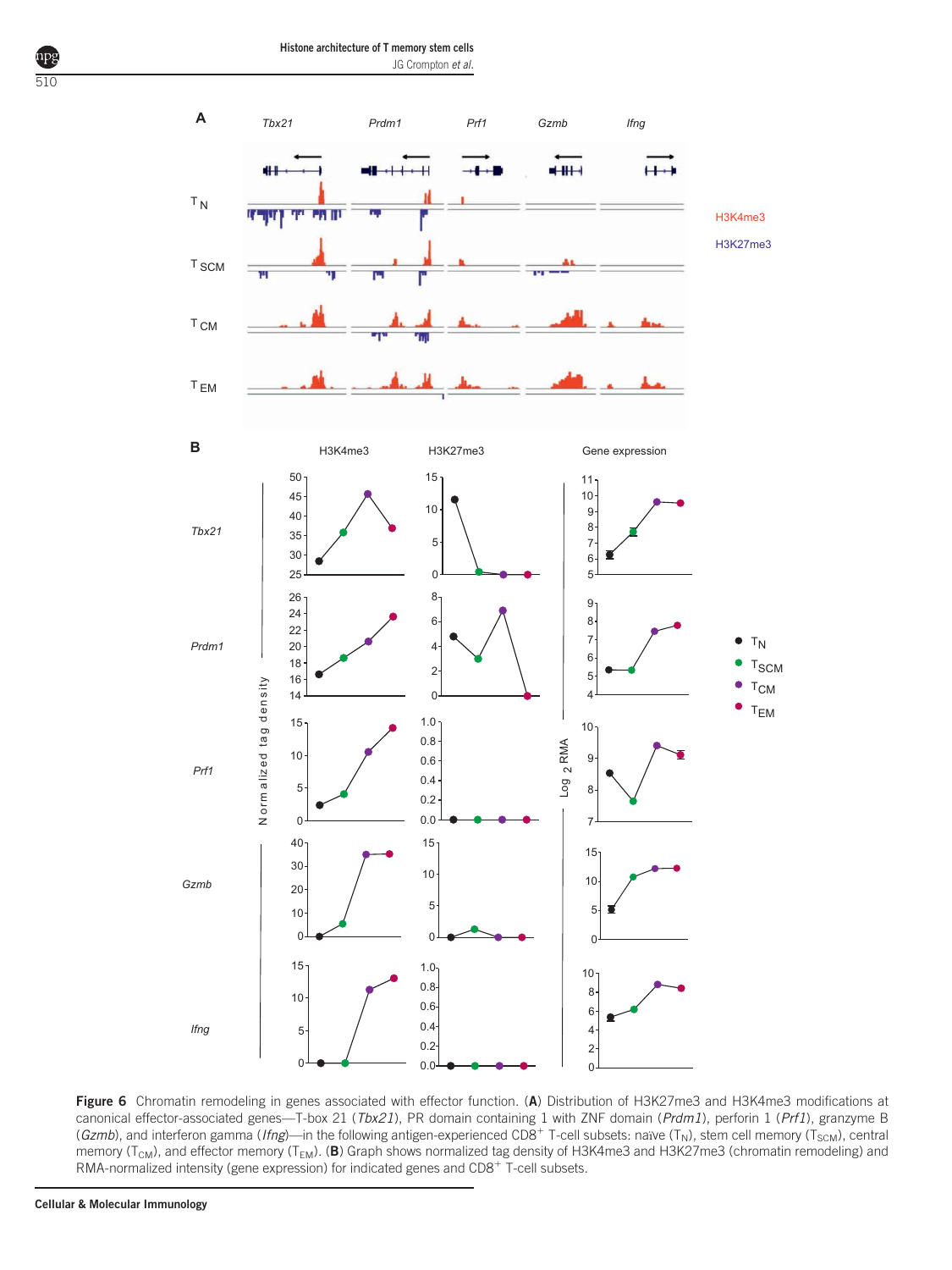**Figure 6** Chromatin remodeling in genes associated with effector function. (**A**) Distribution of H3K27me3 and H3K4me3 modifications at canonical effector-associated genes—T-box 21 (*Tbx21*), PR domain containing 1 with ZNF domain (*Prdm1*), perforin 1 (*Prf1*), granzyme B (*Gzmb*), and interferon gamma (*Ifng*)—in the following antigen-experienced CD8$^{+}$ T-cell subsets: naïve ($T_N$), stem cell memory ($T_{SCM}$), central memory ($T_{CM}$), and effector memory ($T_{EM}$). (**B**) Graph shows normalized tag density of H3K4me3 and H3K27me3 (chromatin remodeling) and RMA-normalized intensity (gene expression) for indicated genes and CD8$^{+}$ T-cell subsets.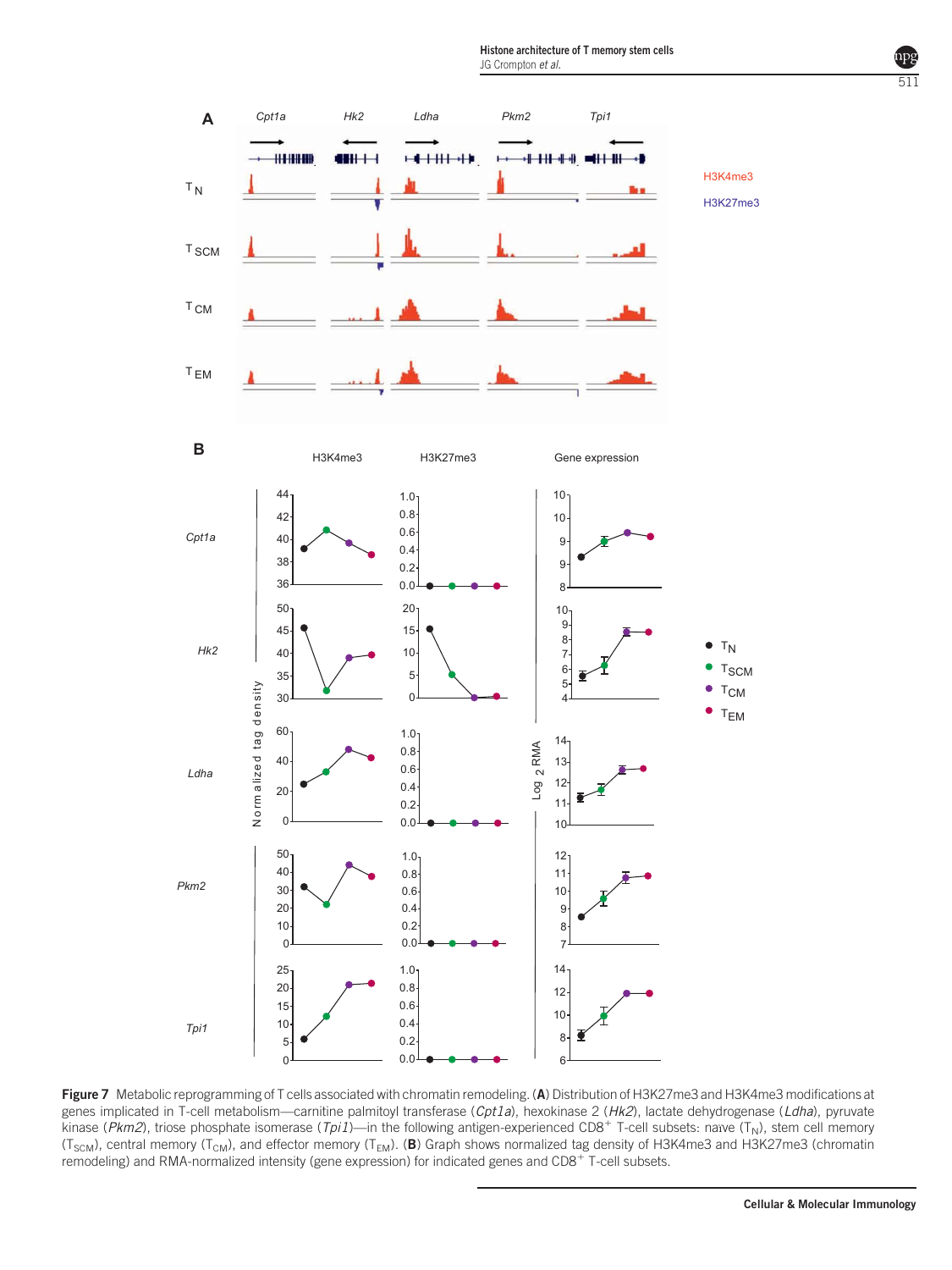**Figure 7** Metabolic reprogramming of T cells associated with chromatin remodeling. (**A**) Distribution of H3K27me3 and H3K4me3 modifications at genes implicated in T-cell metabolism—carnitine palmitoyl transferase (*Cpt1a*), hexokinase 2 (*Hk2*), lactate dehydrogenase (*Ldha*), pyruvate kinase (*Pkm2*), triose phosphate isomerase (*Tpi1*)—in the following antigen-experienced CD8$^+$ T-cell subsets: naive ($T_N$), stem cell memory ($T_{SCM}$), central memory ($T_{CM}$), and effector memory ($T_{EM}$). (**B**) Graph shows normalized tag density of H3K4me3 and H3K27me3 (chromatin remodeling) and RMA-normalized intensity (gene expression) for indicated genes and CD8$^+$ T-cell subsets.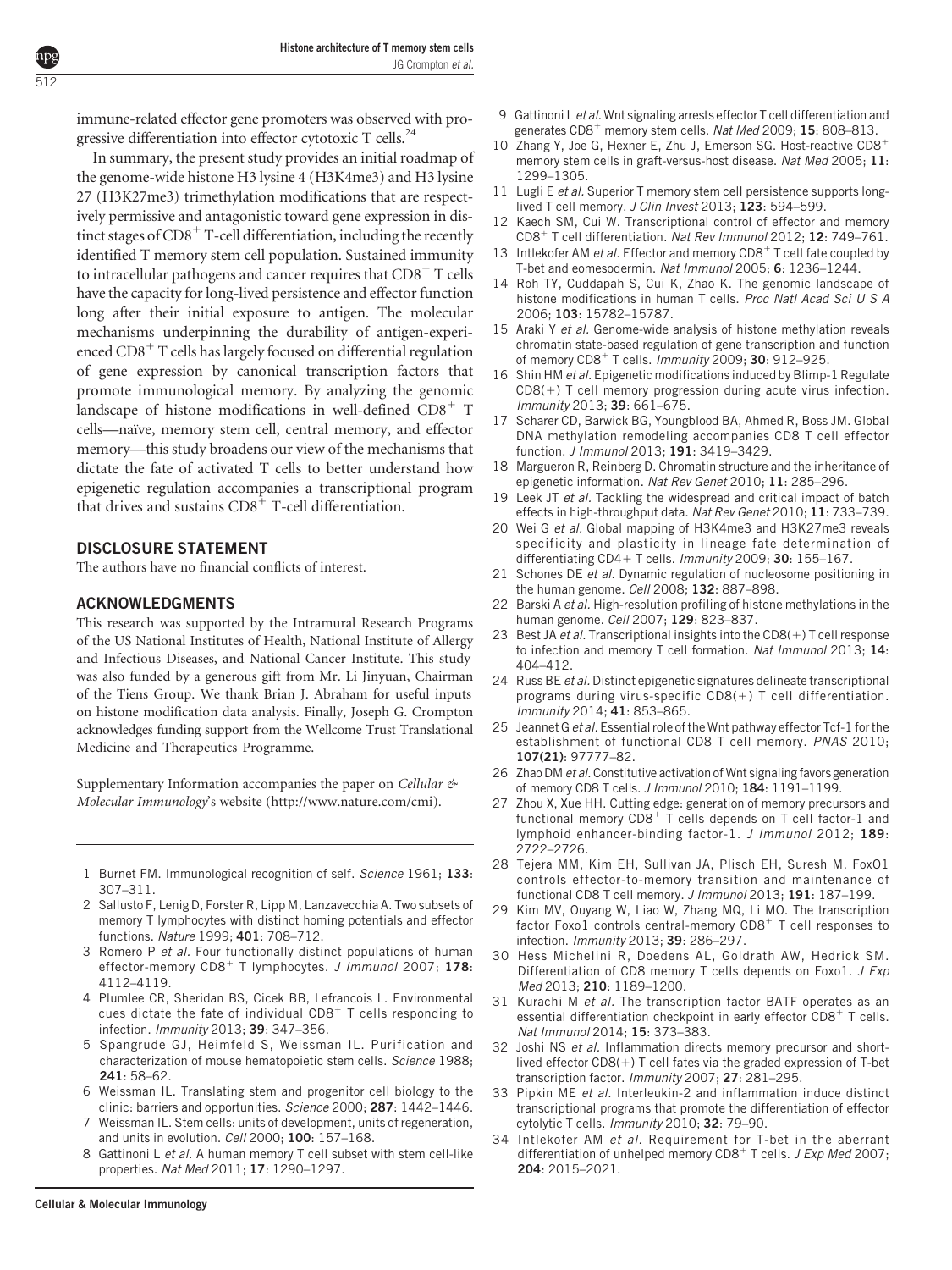immune-related effector gene promoters was observed with progressive differentiation into effector cytotoxic T cells.[24]

In summary, the present study provides an initial roadmap of the genome-wide histone H3 lysine 4 (H3K4me3) and H3 lysine 27 (H3K27me3) trimethylation modifications that are respectively permissive and antagonistic toward gene expression in distinct stages of $CD8^+$ T-cell differentiation, including the recently identified T memory stem cell population. Sustained immunity to intracellular pathogens and cancer requires that $CD8^+$ T cells have the capacity for long-lived persistence and effector function long after their initial exposure to antigen. The molecular mechanisms underpinning the durability of antigen-experienced $CD8^+$ T cells has largely focused on differential regulation of gene expression by canonical transcription factors that promote immunological memory. By analyzing the genomic landscape of histone modifications in well-defined $CD8^+$ T cells—naïve, memory stem cell, central memory, and effector memory—this study broadens our view of the mechanisms that dictate the fate of activated T cells to better understand how epigenetic regulation accompanies a transcriptional program that drives and sustains $CD8^+$ T-cell differentiation.

## DISCLOSURE STATEMENT

The authors have no financial conflicts of interest.

## ACKNOWLEDGMENTS

This research was supported by the Intramural Research Programs of the US National Institutes of Health, National Institute of Allergy and Infectious Diseases, and National Cancer Institute. This study was also funded by a generous gift from Mr. Li Jinyuan, Chairman of the Tiens Group. We thank Brian J. Abraham for useful inputs on histone modification data analysis. Finally, Joseph G. Crompton acknowledges funding support from the Wellcome Trust Translational Medicine and Therapeutics Programme.

Supplementary Information accompanies the paper on *Cellular & Molecular Immunology*'s website (http://www.nature.com/cmi).

1. Burnet FM. Immunological recognition of self. *Science* 1961; **133**: 307–311.
2. Sallusto F, Lenig D, Forster R, Lipp M, Lanzavecchia A. Two subsets of memory T lymphocytes with distinct homing potentials and effector functions. *Nature* 1999; **401**: 708–712.
3. Romero P *et al*. Four functionally distinct populations of human effector-memory $CD8^+$ T lymphocytes. *J Immunol* 2007; **178**: 4112–4119.
4. Plumlee CR, Sheridan BS, Cicek BB, Lefrancois L. Environmental cues dictate the fate of individual $CD8^+$ T cells responding to infection. *Immunity* 2013; **39**: 347–356.
5. Spangrude GJ, Heimfeld S, Weissman IL. Purification and characterization of mouse hematopoietic stem cells. *Science* 1988; **241**: 58–62.
6. Weissman IL. Translating stem and progenitor cell biology to the clinic: barriers and opportunities. *Science* 2000; **287**: 1442–1446.
7. Weissman IL. Stem cells: units of development, units of regeneration, and units in evolution. *Cell* 2000; **100**: 157–168.
8. Gattinoni L *et al*. A human memory T cell subset with stem cell-like properties. *Nat Med* 2011; **17**: 1290–1297.
9. Gattinoni L *et al*. Wnt signaling arrests effector T cell differentiation and generates $CD8^+$ memory stem cells. *Nat Med* 2009; **15**: 808–813.
10. Zhang Y, Joe G, Hexner E, Zhu J, Emerson SG. Host-reactive $CD8^+$ memory stem cells in graft-versus-host disease. *Nat Med* 2005; **11**: 1299–1305.
11. Lugli E *et al*. Superior T memory stem cell persistence supports long-lived T cell memory. *J Clin Invest* 2013; **123**: 594–599.
12. Kaech SM, Cui W. Transcriptional control of effector and memory $CD8^+$ T cell differentiation. *Nat Rev Immunol* 2012; **12**: 749–761.
13. Intlekofer AM *et al*. Effector and memory $CD8^+$ T cell fate coupled by T-bet and eomesodermin. *Nat Immunol* 2005; **6**: 1236–1244.
14. Roh TY, Cuddapah S, Cui K, Zhao K. The genomic landscape of histone modifications in human T cells. *Proc Natl Acad Sci U S A* 2006; **103**: 15782–15787.
15. Araki Y *et al*. Genome-wide analysis of histone methylation reveals chromatin state-based regulation of gene transcription and function of memory $CD8^+$ T cells. *Immunity* 2009; **30**: 912–925.
16. Shin HM *et al*. Epigenetic modifications induced by Blimp-1 Regulate CD8(+) T cell memory progression during acute virus infection. *Immunity* 2013; **39**: 661–675.
17. Scharer CD, Barwick BG, Youngblood BA, Ahmed R, Boss JM. Global DNA methylation remodeling accompanies CD8 T cell effector function. *J Immunol* 2013; **191**: 3419–3429.
18. Margueron R, Reinberg D. Chromatin structure and the inheritance of epigenetic information. *Nat Rev Genet* 2010; **11**: 285–296.
19. Leek JT *et al*. Tackling the widespread and critical impact of batch effects in high-throughput data. *Nat Rev Genet* 2010; **11**: 733–739.
20. Wei G *et al*. Global mapping of H3K4me3 and H3K27me3 reveals specificity and plasticity in lineage fate determination of differentiating CD4+ T cells. *Immunity* 2009; **30**: 155–167.
21. Schones DE *et al*. Dynamic regulation of nucleosome positioning in the human genome. *Cell* 2008; **132**: 887–898.
22. Barski A *et al*. High-resolution profiling of histone methylations in the human genome. *Cell* 2007; **129**: 823–837.
23. Best JA *et al*. Transcriptional insights into the CD8(+) T cell response to infection and memory T cell formation. *Nat Immunol* 2013; **14**: 404–412.
24. Russ BE *et al*. Distinct epigenetic signatures delineate transcriptional programs during virus-specific CD8(+) T cell differentiation. *Immunity* 2014; **41**: 853–865.
25. Jeannet G *et al*. Essential role of the Wnt pathway effector Tcf-1 for the establishment of functional CD8 T cell memory. *PNAS* 2010; **107(21)**: 97777–82.
26. Zhao DM *et al*. Constitutive activation of Wnt signaling favors generation of memory CD8 T cells. *J Immunol* 2010; **184**: 1191–1199.
27. Zhou X, Xue HH. Cutting edge: generation of memory precursors and functional memory $CD8^+$ T cells depends on T cell factor-1 and lymphoid enhancer-binding factor-1. *J Immunol* 2012; **189**: 2722–2726.
28. Tejera MM, Kim EH, Sullivan JA, Plisch EH, Suresh M. FoxO1 controls effector-to-memory transition and maintenance of functional CD8 T cell memory. *J Immunol* 2013; **191**: 187–199.
29. Kim MV, Ouyang W, Liao W, Zhang MQ, Li MO. The transcription factor Foxo1 controls central-memory $CD8^+$ T cell responses to infection. *Immunity* 2013; **39**: 286–297.
30. Hess Michelini R, Doedens AL, Goldrath AW, Hedrick SM. Differentiation of CD8 memory T cells depends on Foxo1. *J Exp Med* 2013; **210**: 1189–1200.
31. Kurachi M *et al*. The transcription factor BATF operates as an essential differentiation checkpoint in early effector $CD8^+$ T cells. *Nat Immunol* 2014; **15**: 373–383.
32. Joshi NS *et al*. Inflammation directs memory precursor and short-lived effector CD8(+) T cell fates via the graded expression of T-bet transcription factor. *Immunity* 2007; **27**: 281–295.
33. Pipkin ME *et al*. Interleukin-2 and inflammation induce distinct transcriptional programs that promote the differentiation of effector cytolytic T cells. *Immunity* 2010; **32**: 79–90.
34. Intlekofer AM *et al*. Requirement for T-bet in the aberrant differentiation of unhelped memory $CD8^+$ T cells. *J Exp Med* 2007; **204**: 2015–2021.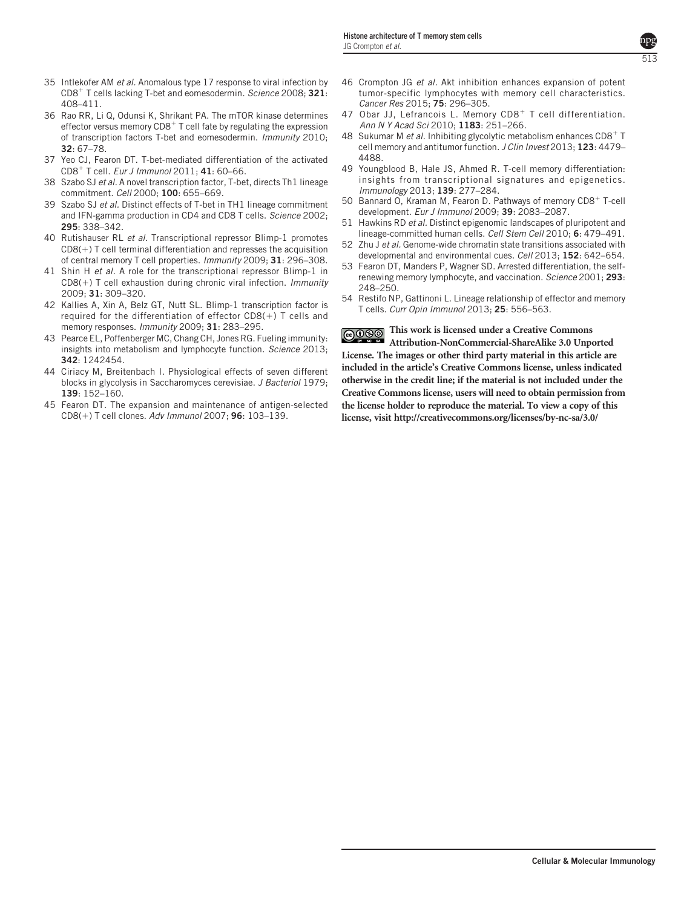35 Intlekofer AM *et al*. Anomalous type 17 response to viral infection by $CD8^+$ T cells lacking T-bet and eomesodermin. *Science* 2008; **321**: 408–411.

36 Rao RR, Li Q, Odunsi K, Shrikant PA. The mTOR kinase determines effector versus memory $CD8^+$ T cell fate by regulating the expression of transcription factors T-bet and eomesodermin. *Immunity* 2010; **32**: 67–78.

37 Yeo CJ, Fearon DT. T-bet-mediated differentiation of the activated $CD8^+$ T cell. *Eur J Immunol* 2011; **41**: 60–66.

38 Szabo SJ *et al*. A novel transcription factor, T-bet, directs Th1 lineage commitment. *Cell* 2000; **100**: 655–669.

39 Szabo SJ *et al*. Distinct effects of T-bet in TH1 lineage commitment and IFN-gamma production in CD4 and CD8 T cells. *Science* 2002; **295**: 338–342.

40 Rutishauser RL *et al*. Transcriptional repressor Blimp-1 promotes CD8(+) T cell terminal differentiation and represses the acquisition of central memory T cell properties. *Immunity* 2009; **31**: 296–308.

41 Shin H *et al*. A role for the transcriptional repressor Blimp-1 in CD8(+) T cell exhaustion during chronic viral infection. *Immunity* 2009; **31**: 309–320.

42 Kallies A, Xin A, Belz GT, Nutt SL. Blimp-1 transcription factor is required for the differentiation of effector CD8(+) T cells and memory responses. *Immunity* 2009; **31**: 283–295.

43 Pearce EL, Poffenberger MC, Chang CH, Jones RG. Fueling immunity: insights into metabolism and lymphocyte function. *Science* 2013; **342**: 1242454.

44 Ciriacy M, Breitenbach I. Physiological effects of seven different blocks in glycolysis in Saccharomyces cerevisiae. *J Bacteriol* 1979; **139**: 152–160.

45 Fearon DT. The expansion and maintenance of antigen-selected CD8(+) T cell clones. *Adv Immunol* 2007; **96**: 103–139.

46 Crompton JG *et al*. Akt inhibition enhances expansion of potent tumor-specific lymphocytes with memory cell characteristics. *Cancer Res* 2015; **75**: 296–305.

47 Obar JJ, Lefrancois L. Memory $CD8^+$ T cell differentiation. *Ann N Y Acad Sci* 2010; **1183**: 251–266.

48 Sukumar M *et al*. Inhibiting glycolytic metabolism enhances $CD8^+$ T cell memory and antitumor function. *J Clin Invest* 2013; **123**: 4479–4488.

49 Youngblood B, Hale JS, Ahmed R. T-cell memory differentiation: insights from transcriptional signatures and epigenetics. *Immunology* 2013; **139**: 277–284.

50 Bannard O, Kraman M, Fearon D. Pathways of memory $CD8^+$ T-cell development. *Eur J Immunol* 2009; **39**: 2083–2087.

51 Hawkins RD *et al*. Distinct epigenomic landscapes of pluripotent and lineage-committed human cells. *Cell Stem Cell* 2010; **6**: 479–491.

52 Zhu J *et al*. Genome-wide chromatin state transitions associated with developmental and environmental cues. *Cell* 2013; **152**: 642–654.

53 Fearon DT, Manders P, Wagner SD. Arrested differentiation, the self-renewing memory lymphocyte, and vaccination. *Science* 2001; **293**: 248–250.

54 Restifo NP, Gattinoni L. Lineage relationship of effector and memory T cells. *Curr Opin Immunol* 2013; **25**: 556–563.

**This work is licensed under a Creative Commons Attribution-NonCommercial-ShareAlike 3.0 Unported License. The images or other third party material in this article are included in the article's Creative Commons license, unless indicated otherwise in the credit line; if the material is not included under the Creative Commons license, users will need to obtain permission from the license holder to reproduce the material. To view a copy of this license, visit http://creativecommons.org/licenses/by-nc-sa/3.0/**